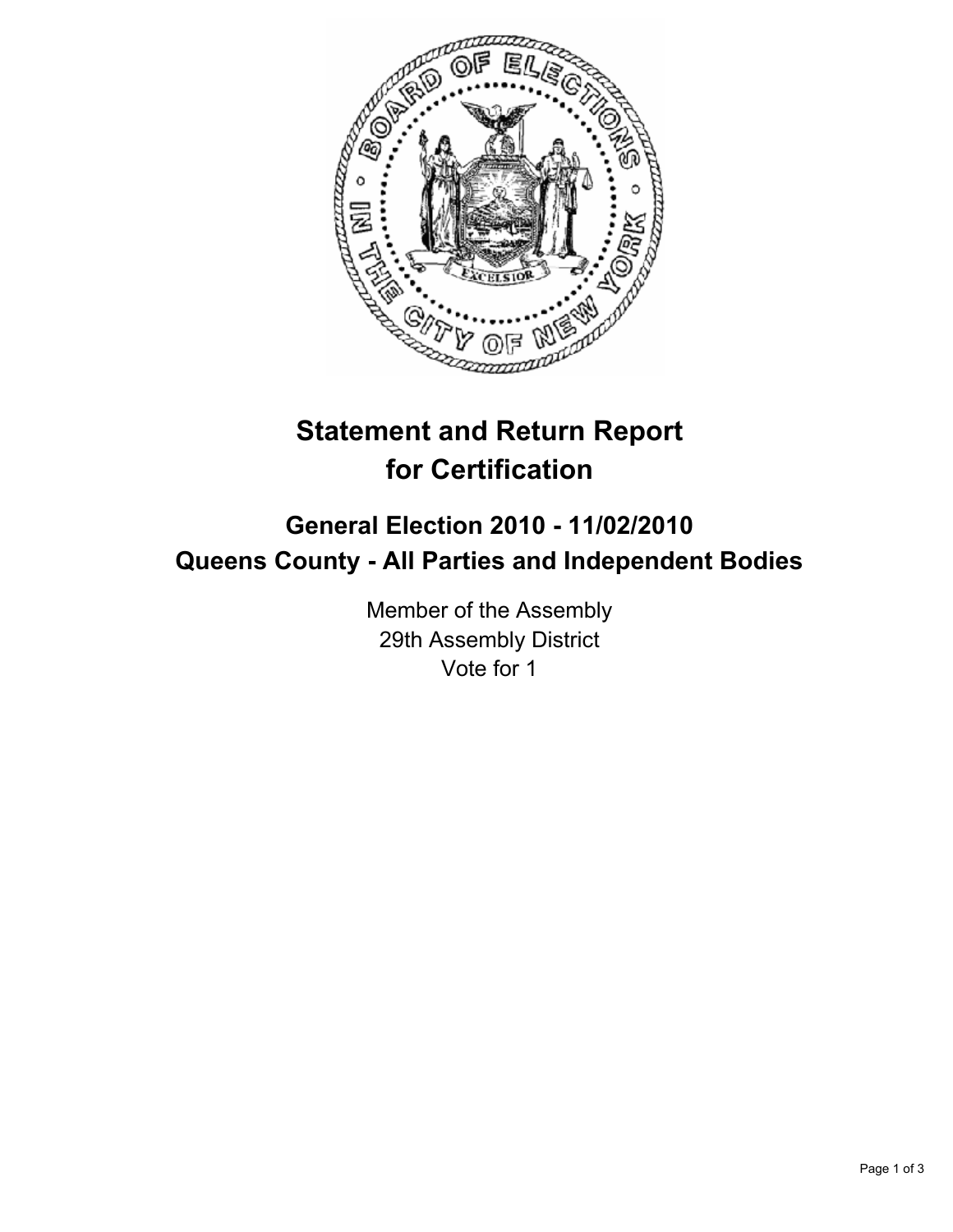# Statement and Return Report for Certification

## General Election 2010 - 11/02/2010
## Queens County - All Parties and Independent Bodies

Member of the Assembly
29th Assembly District
Vote for 1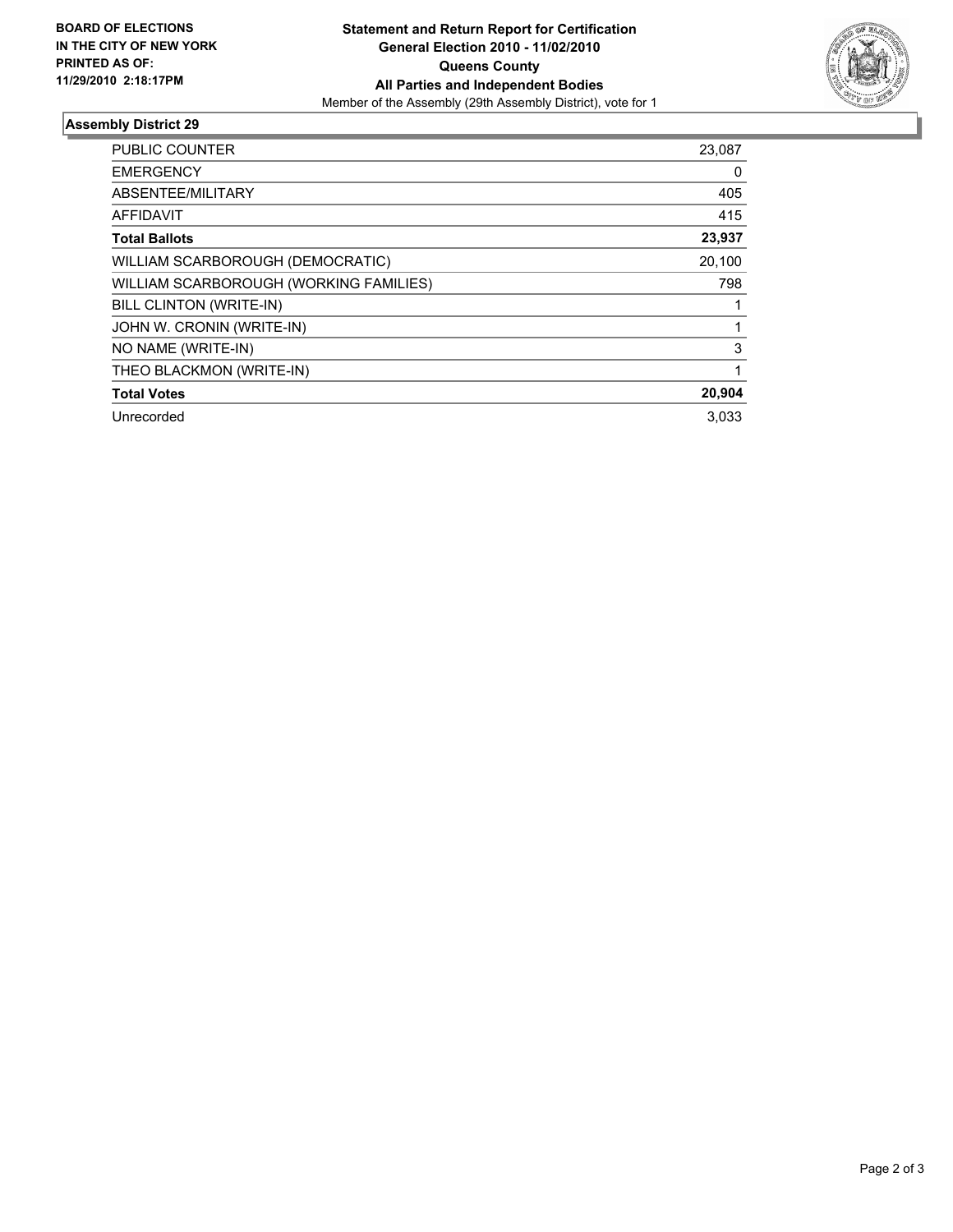**BOARD OF ELECTIONS IN THE CITY OF NEW YORK PRINTED AS OF: 11/29/2010 2:18:17PM**

**Statement and Return Report for Certification**
**General Election 2010 - 11/02/2010**
**Queens County**
**All Parties and Independent Bodies**
Member of the Assembly (29th Assembly District), vote for 1

## Assembly District 29

| | |
|---|---|
| PUBLIC COUNTER | 23,087 |
| EMERGENCY | 0 |
| ABSENTEE/MILITARY | 405 |
| AFFIDAVIT | 415 |
| **Total Ballots** | **23,937** |
| WILLIAM SCARBOROUGH (DEMOCRATIC) | 20,100 |
| WILLIAM SCARBOROUGH (WORKING FAMILIES) | 798 |
| BILL CLINTON (WRITE-IN) | 1 |
| JOHN W. CRONIN (WRITE-IN) | 1 |
| NO NAME (WRITE-IN) | 3 |
| THEO BLACKMON (WRITE-IN) | 1 |
| **Total Votes** | **20,904** |
| Unrecorded | 3,033 |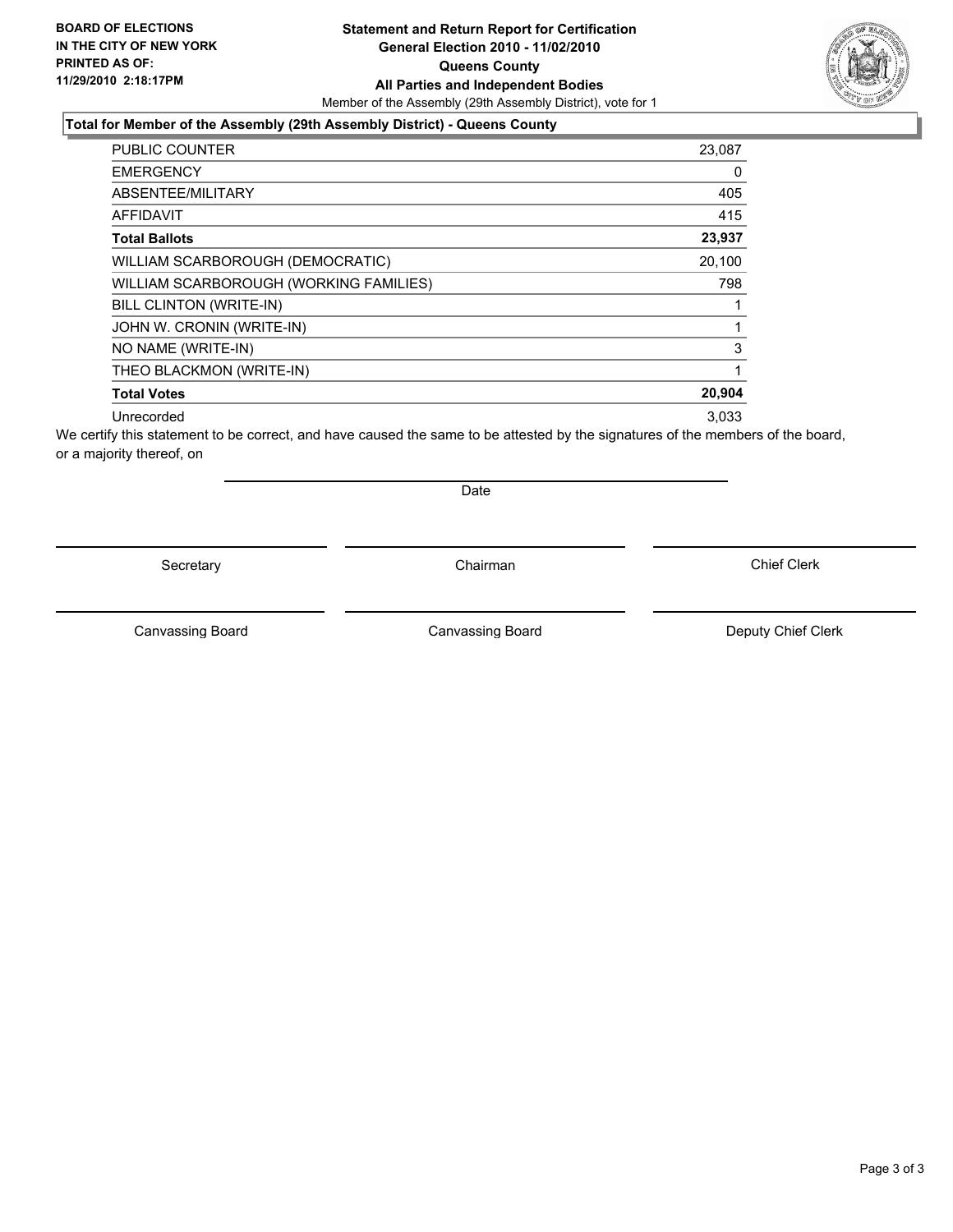**BOARD OF ELECTIONS IN THE CITY OF NEW YORK PRINTED AS OF: 11/29/2010 2:18:17PM**

**Statement and Return Report for Certification**
**General Election 2010 - 11/02/2010**
**Queens County**
**All Parties and Independent Bodies**
Member of the Assembly (29th Assembly District), vote for 1

**Total for Member of the Assembly (29th Assembly District) - Queens County**

| | |
|---|---|
| PUBLIC COUNTER | 23,087 |
| EMERGENCY | 0 |
| ABSENTEE/MILITARY | 405 |
| AFFIDAVIT | 415 |
| **Total Ballots** | **23,937** |
| WILLIAM SCARBOROUGH (DEMOCRATIC) | 20,100 |
| WILLIAM SCARBOROUGH (WORKING FAMILIES) | 798 |
| BILL CLINTON (WRITE-IN) | 1 |
| JOHN W. CRONIN (WRITE-IN) | 1 |
| NO NAME (WRITE-IN) | 3 |
| THEO BLACKMON (WRITE-IN) | 1 |
| **Total Votes** | **20,904** |
| Unrecorded | 3,033 |

We certify this statement to be correct, and have caused the same to be attested by the signatures of the members of the board, or a majority thereof, on

Date

Secretary | Chairman | Chief Clerk

Canvassing Board | Canvassing Board | Deputy Chief Clerk